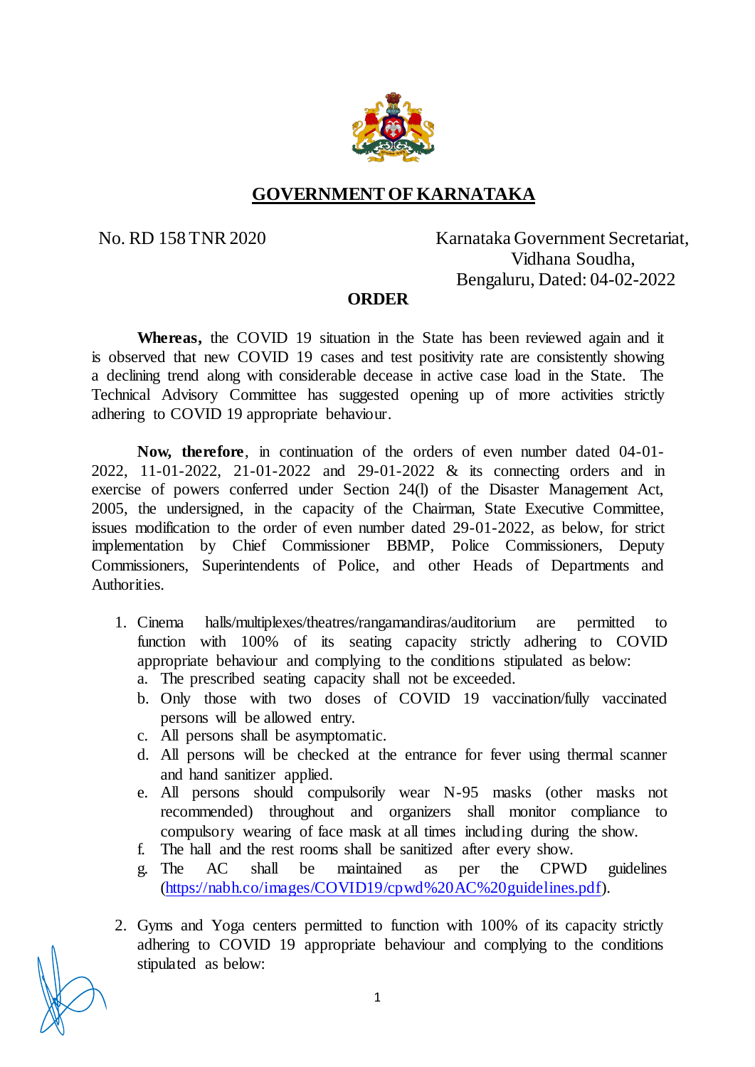# GOVERNMENT OF KARNATAKA

No. RD 158 TNR 2020

Karnataka Government Secretariat,
Vidhana Soudha,
Bengaluru, Dated: 04-02-2022

## ORDER

**Whereas,** the COVID 19 situation in the State has been reviewed again and it is observed that new COVID 19 cases and test positivity rate are consistently showing a declining trend along with considerable decease in active case load in the State. The Technical Advisory Committee has suggested opening up of more activities strictly adhering to COVID 19 appropriate behaviour.

**Now, therefore**, in continuation of the orders of even number dated 04-01-2022, 11-01-2022, 21-01-2022 and 29-01-2022 & its connecting orders and in exercise of powers conferred under Section 24(l) of the Disaster Management Act, 2005, the undersigned, in the capacity of the Chairman, State Executive Committee, issues modification to the order of even number dated 29-01-2022, as below, for strict implementation by Chief Commissioner BBMP, Police Commissioners, Deputy Commissioners, Superintendents of Police, and other Heads of Departments and Authorities.

1. Cinema halls/multiplexes/theatres/rangamandiras/auditorium are permitted to function with 100% of its seating capacity strictly adhering to COVID appropriate behaviour and complying to the conditions stipulated as below:
   a. The prescribed seating capacity shall not be exceeded.
   b. Only those with two doses of COVID 19 vaccination/fully vaccinated persons will be allowed entry.
   c. All persons shall be asymptomatic.
   d. All persons will be checked at the entrance for fever using thermal scanner and hand sanitizer applied.
   e. All persons should compulsorily wear N-95 masks (other masks not recommended) throughout and organizers shall monitor compliance to compulsory wearing of face mask at all times including during the show.
   f. The hall and the rest rooms shall be sanitized after every show.
   g. The AC shall be maintained as per the CPWD guidelines (https://nabh.co/images/COVID19/cpwd%20AC%20guidelines.pdf).

2. Gyms and Yoga centers permitted to function with 100% of its capacity strictly adhering to COVID 19 appropriate behaviour and complying to the conditions stipulated as below: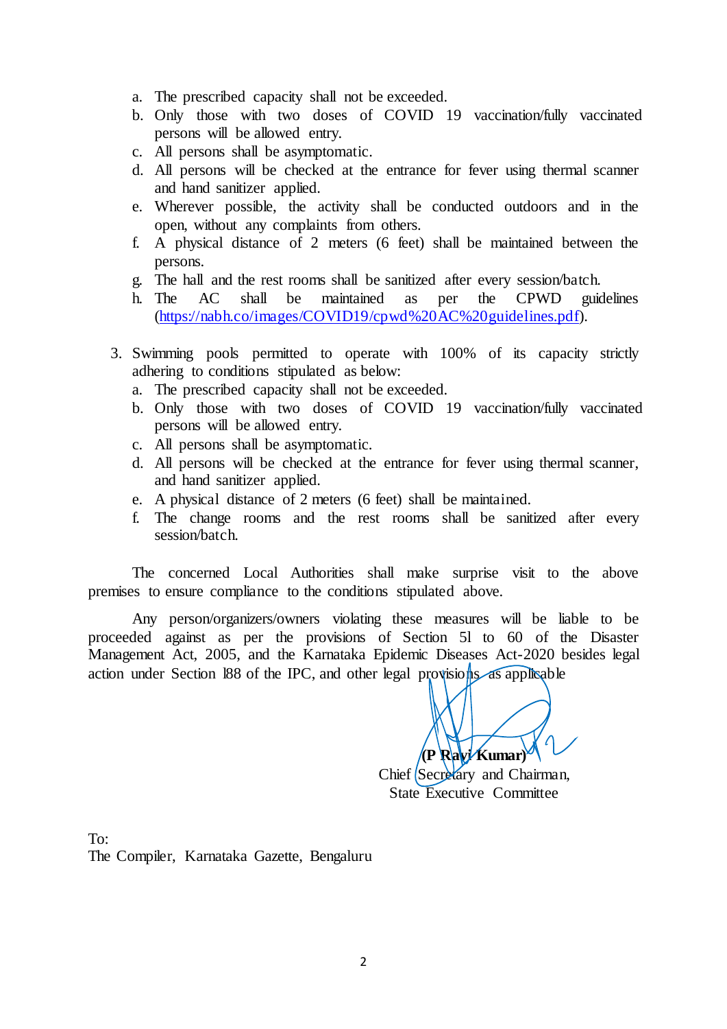a. The prescribed capacity shall not be exceeded.
b. Only those with two doses of COVID 19 vaccination/fully vaccinated persons will be allowed entry.
c. All persons shall be asymptomatic.
d. All persons will be checked at the entrance for fever using thermal scanner and hand sanitizer applied.
e. Wherever possible, the activity shall be conducted outdoors and in the open, without any complaints from others.
f. A physical distance of 2 meters (6 feet) shall be maintained between the persons.
g. The hall and the rest rooms shall be sanitized after every session/batch.
h. The AC shall be maintained as per the CPWD guidelines (https://nabh.co/images/COVID19/cpwd%20AC%20guidelines.pdf).

3. Swimming pools permitted to operate with 100% of its capacity strictly adhering to conditions stipulated as below:
   a. The prescribed capacity shall not be exceeded.
   b. Only those with two doses of COVID 19 vaccination/fully vaccinated persons will be allowed entry.
   c. All persons shall be asymptomatic.
   d. All persons will be checked at the entrance for fever using thermal scanner, and hand sanitizer applied.
   e. A physical distance of 2 meters (6 feet) shall be maintained.
   f. The change rooms and the rest rooms shall be sanitized after every session/batch.

The concerned Local Authorities shall make surprise visit to the above premises to ensure compliance to the conditions stipulated above.

Any person/organizers/owners violating these measures will be liable to be proceeded against as per the provisions of Section 51 to 60 of the Disaster Management Act, 2005, and the Karnataka Epidemic Diseases Act-2020 besides legal action under Section 188 of the IPC, and other legal provisions as applicable

**(P Ravi Kumar)**
Chief Secretary and Chairman,
State Executive Committee

To:
The Compiler, Karnataka Gazette, Bengaluru